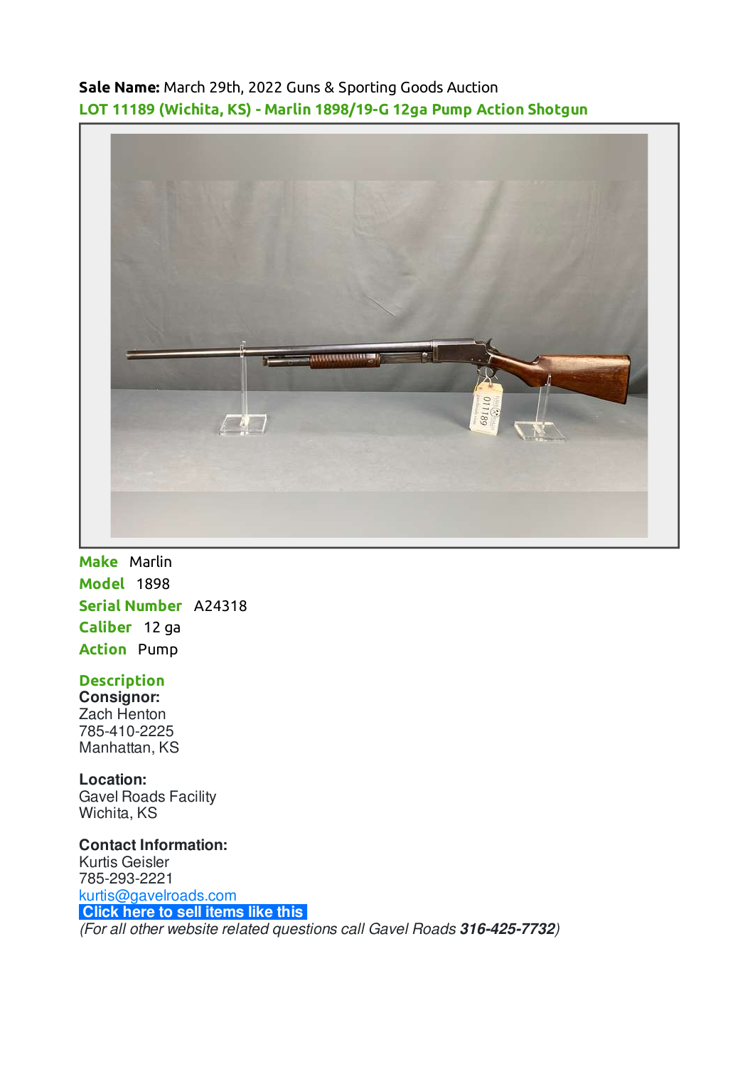**Sale Name:** March 29th, 2022 Guns & Sporting Goods Auction

## LOT 11189 (Wichita, KS) - Marlin 1898/19-G 12ga Pump Action Shotgun

**Make** Marlin

**Model** 1898

**Serial Number** A24318

**Caliber** 12 ga

**Action** Pump

### Description

**Consignor:**
Zach Henton
785-410-2225
Manhattan, KS

**Location:**
Gavel Roads Facility
Wichita, KS

**Contact Information:**
Kurtis Geisler
785-293-2221
kurtis@gavelroads.com
Click here to sell items like this
*(For all other website related questions call Gavel Roads **316-425-7732**)*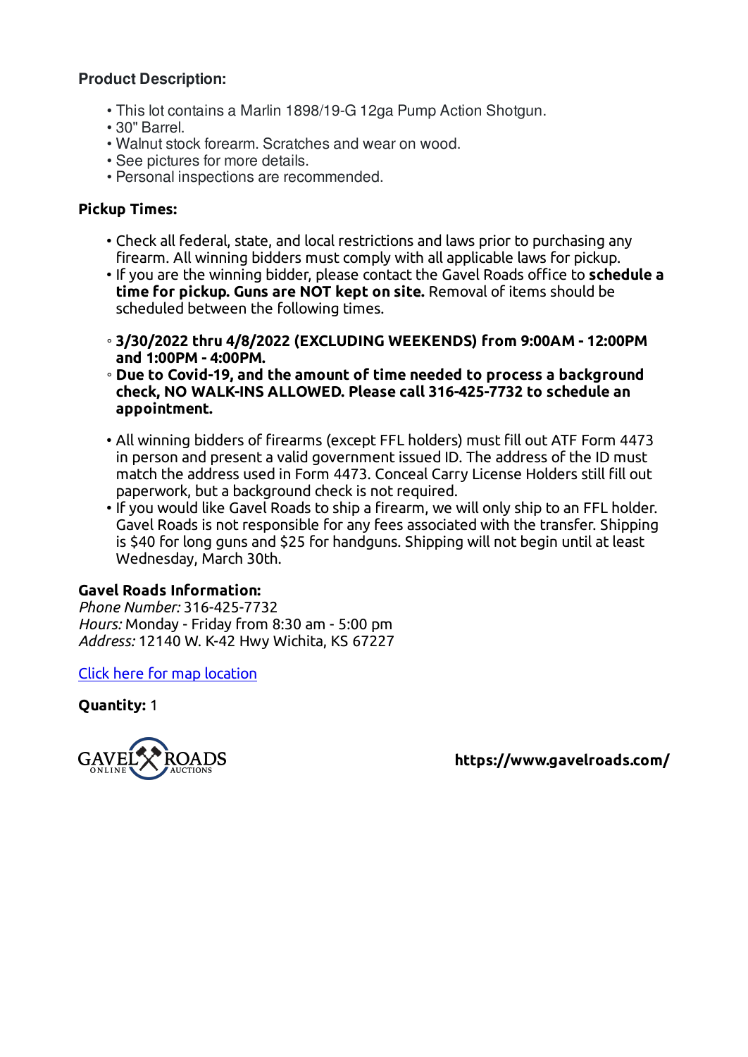**Product Description:**

- This lot contains a Marlin 1898/19-G 12ga Pump Action Shotgun.
- 30" Barrel.
- Walnut stock forearm. Scratches and wear on wood.
- See pictures for more details.
- Personal inspections are recommended.

**Pickup Times:**

- Check all federal, state, and local restrictions and laws prior to purchasing any firearm. All winning bidders must comply with all applicable laws for pickup.
- If you are the winning bidder, please contact the Gavel Roads office to **schedule a time for pickup. Guns are NOT kept on site.** Removal of items should be scheduled between the following times.
  - **3/30/2022 thru 4/8/2022 (EXCLUDING WEEKENDS) from 9:00AM - 12:00PM and 1:00PM - 4:00PM.**
  - **Due to Covid-19, and the amount of time needed to process a background check, NO WALK-INS ALLOWED. Please call 316-425-7732 to schedule an appointment.**
- All winning bidders of firearms (except FFL holders) must fill out ATF Form 4473 in person and present a valid government issued ID. The address of the ID must match the address used in Form 4473. Conceal Carry License Holders still fill out paperwork, but a background check is not required.
- If you would like Gavel Roads to ship a firearm, we will only ship to an FFL holder. Gavel Roads is not responsible for any fees associated with the transfer. Shipping is $40 for long guns and $25 for handguns. Shipping will not begin until at least Wednesday, March 30th.

**Gavel Roads Information:**
*Phone Number:* 316-425-7732
*Hours:* Monday - Friday from 8:30 am - 5:00 pm
*Address:* 12140 W. K-42 Hwy Wichita, KS 67227

Click here for map location

**Quantity:** 1

GAVEL ROADS ONLINE AUCTIONS

**https://www.gavelroads.com/**